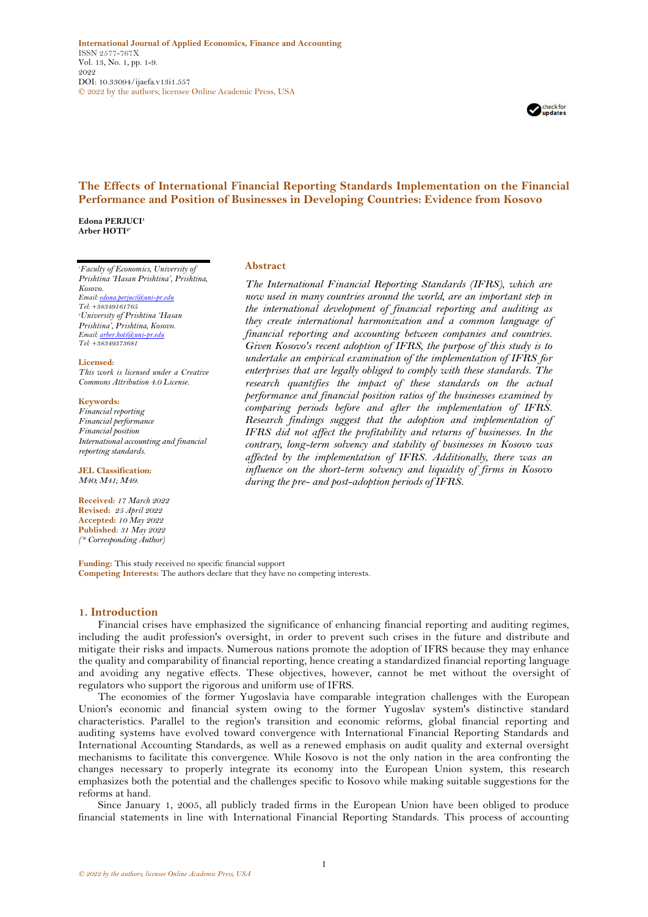International Journal of Applied Economics, Finance and Accounting
ISSN 2577-767X
Vol. 13, No. 1, pp. 1-9.
2022
DOI: 10.33094/ijaefa.v13i1.557
© 2022 by the authors; licensee Online Academic Press, USA

# The Effects of International Financial Reporting Standards Implementation on the Financial Performance and Position of Businesses in Developing Countries: Evidence from Kosovo

**Edona PERJUCI**[1]
**Arber HOTI**[2*]

[1]*Faculty of Economics, University of Prishtina 'Hasan Prishtina', Prishtina, Kosovo.*
*Email: edona.perjuci@uni-pr.edu*
*Tel: +38349161765*
[2]*University of Prishtina 'Hasan Prishtina', Prishtina, Kosovo.*
*Email: arber.hoti@uni-pr.edu*
*Tel: +38349373681*

**Licensed:**
*This work is licensed under a Creative Commons Attribution 4.0 License.*

**Keywords:**
*Financial reporting*
*Financial performance*
*Financial position*
*International accounting and financial reporting standards.*

**JEL Classification:**
*M40; M41; M49.*

**Received:** *17 March 2022*
**Revised:** *25 April 2022*
**Accepted:** *10 May 2022*
**Published:** *31 May 2022*
*(\* Corresponding Author)*

## Abstract

*The International Financial Reporting Standards (IFRS), which are now used in many countries around the world, are an important step in the international development of financial reporting and auditing as they create international harmonization and a common language of financial reporting and accounting between companies and countries. Given Kosovo's recent adoption of IFRS, the purpose of this study is to undertake an empirical examination of the implementation of IFRS for enterprises that are legally obliged to comply with these standards. The research quantifies the impact of these standards on the actual performance and financial position ratios of the businesses examined by comparing periods before and after the implementation of IFRS. Research findings suggest that the adoption and implementation of IFRS did not affect the profitability and returns of businesses. In the contrary, long-term solvency and stability of businesses in Kosovo was affected by the implementation of IFRS. Additionally, there was an influence on the short-term solvency and liquidity of firms in Kosovo during the pre- and post-adoption periods of IFRS.*

**Funding:** This study received no specific financial support
**Competing Interests:** The authors declare that they have no competing interests.

## 1. Introduction

Financial crises have emphasized the significance of enhancing financial reporting and auditing regimes, including the audit profession's oversight, in order to prevent such crises in the future and distribute and mitigate their risks and impacts. Numerous nations promote the adoption of IFRS because they may enhance the quality and comparability of financial reporting, hence creating a standardized financial reporting language and avoiding any negative effects. These objectives, however, cannot be met without the oversight of regulators who support the rigorous and uniform use of IFRS.

The economies of the former Yugoslavia have comparable integration challenges with the European Union's economic and financial system owing to the former Yugoslav system's distinctive standard characteristics. Parallel to the region's transition and economic reforms, global financial reporting and auditing systems have evolved toward convergence with International Financial Reporting Standards and International Accounting Standards, as well as a renewed emphasis on audit quality and external oversight mechanisms to facilitate this convergence. While Kosovo is not the only nation in the area confronting the changes necessary to properly integrate its economy into the European Union system, this research emphasizes both the potential and the challenges specific to Kosovo while making suitable suggestions for the reforms at hand.

Since January 1, 2005, all publicly traded firms in the European Union have been obliged to produce financial statements in line with International Financial Reporting Standards. This process of accounting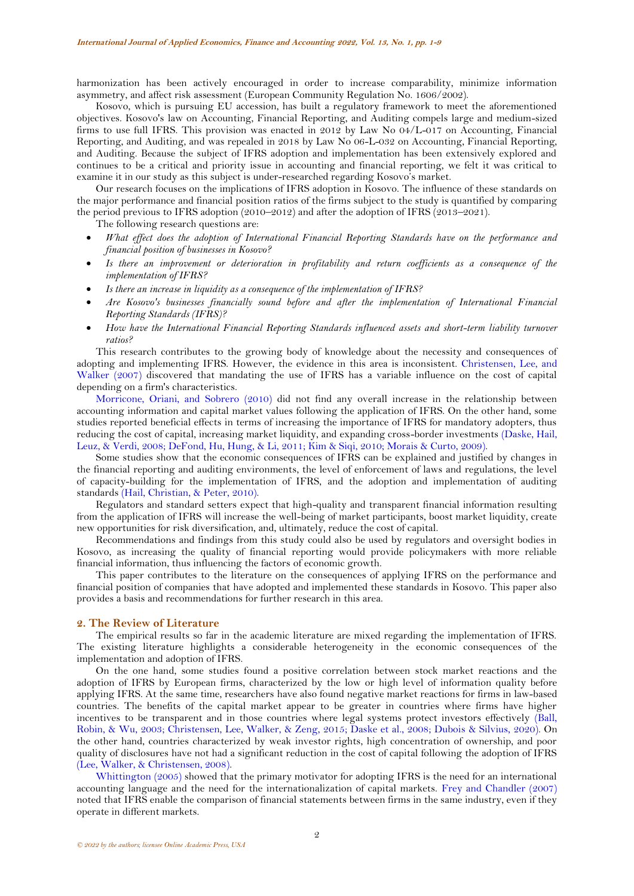harmonization has been actively encouraged in order to increase comparability, minimize information asymmetry, and affect risk assessment (European Community Regulation No. 1606/2002).

Kosovo, which is pursuing EU accession, has built a regulatory framework to meet the aforementioned objectives. Kosovo's law on Accounting, Financial Reporting, and Auditing compels large and medium-sized firms to use full IFRS. This provision was enacted in 2012 by Law No 04/L-017 on Accounting, Financial Reporting, and Auditing, and was repealed in 2018 by Law No 06-L-032 on Accounting, Financial Reporting, and Auditing. Because the subject of IFRS adoption and implementation has been extensively explored and continues to be a critical and priority issue in accounting and financial reporting, we felt it was critical to examine it in our study as this subject is under-researched regarding Kosovo's market.

Our research focuses on the implications of IFRS adoption in Kosovo. The influence of these standards on the major performance and financial position ratios of the firms subject to the study is quantified by comparing the period previous to IFRS adoption (2010–2012) and after the adoption of IFRS (2013–2021).

The following research questions are:

- *What effect does the adoption of International Financial Reporting Standards have on the performance and financial position of businesses in Kosovo?*
- *Is there an improvement or deterioration in profitability and return coefficients as a consequence of the implementation of IFRS?*
- *Is there an increase in liquidity as a consequence of the implementation of IFRS?*
- *Are Kosovo's businesses financially sound before and after the implementation of International Financial Reporting Standards (IFRS)?*
- *How have the International Financial Reporting Standards influenced assets and short-term liability turnover ratios?*

This research contributes to the growing body of knowledge about the necessity and consequences of adopting and implementing IFRS. However, the evidence in this area is inconsistent. Christensen, Lee, and Walker (2007) discovered that mandating the use of IFRS has a variable influence on the cost of capital depending on a firm's characteristics.

Morricone, Oriani, and Sobrero (2010) did not find any overall increase in the relationship between accounting information and capital market values following the application of IFRS. On the other hand, some studies reported beneficial effects in terms of increasing the importance of IFRS for mandatory adopters, thus reducing the cost of capital, increasing market liquidity, and expanding cross-border investments (Daske, Hail, Leuz, & Verdi, 2008; DeFond, Hu, Hung, & Li, 2011; Kim & Siqi, 2010; Morais & Curto, 2009).

Some studies show that the economic consequences of IFRS can be explained and justified by changes in the financial reporting and auditing environments, the level of enforcement of laws and regulations, the level of capacity-building for the implementation of IFRS, and the adoption and implementation of auditing standards (Hail, Christian, & Peter, 2010).

Regulators and standard setters expect that high-quality and transparent financial information resulting from the application of IFRS will increase the well-being of market participants, boost market liquidity, create new opportunities for risk diversification, and, ultimately, reduce the cost of capital.

Recommendations and findings from this study could also be used by regulators and oversight bodies in Kosovo, as increasing the quality of financial reporting would provide policymakers with more reliable financial information, thus influencing the factors of economic growth.

This paper contributes to the literature on the consequences of applying IFRS on the performance and financial position of companies that have adopted and implemented these standards in Kosovo. This paper also provides a basis and recommendations for further research in this area.

## 2. The Review of Literature

The empirical results so far in the academic literature are mixed regarding the implementation of IFRS. The existing literature highlights a considerable heterogeneity in the economic consequences of the implementation and adoption of IFRS.

On the one hand, some studies found a positive correlation between stock market reactions and the adoption of IFRS by European firms, characterized by the low or high level of information quality before applying IFRS. At the same time, researchers have also found negative market reactions for firms in law-based countries. The benefits of the capital market appear to be greater in countries where firms have higher incentives to be transparent and in those countries where legal systems protect investors effectively (Ball, Robin, & Wu, 2003; Christensen, Lee, Walker, & Zeng, 2015; Daske et al., 2008; Dubois & Silvius, 2020). On the other hand, countries characterized by weak investor rights, high concentration of ownership, and poor quality of disclosures have not had a significant reduction in the cost of capital following the adoption of IFRS (Lee, Walker, & Christensen, 2008).

Whittington (2005) showed that the primary motivator for adopting IFRS is the need for an international accounting language and the need for the internationalization of capital markets. Frey and Chandler (2007) noted that IFRS enable the comparison of financial statements between firms in the same industry, even if they operate in different markets.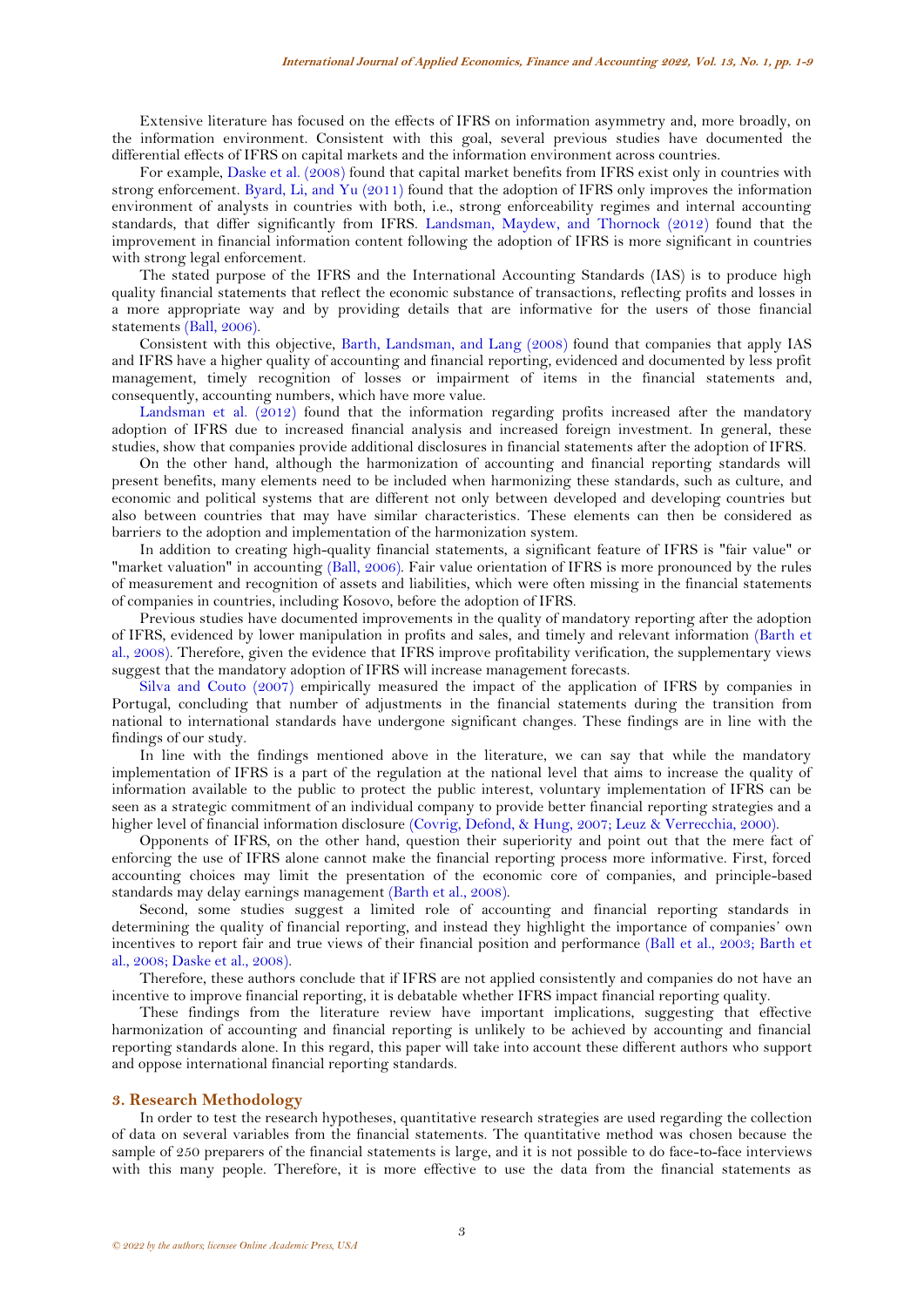Extensive literature has focused on the effects of IFRS on information asymmetry and, more broadly, on the information environment. Consistent with this goal, several previous studies have documented the differential effects of IFRS on capital markets and the information environment across countries.

For example, Daske et al. (2008) found that capital market benefits from IFRS exist only in countries with strong enforcement. Byard, Li, and Yu (2011) found that the adoption of IFRS only improves the information environment of analysts in countries with both, i.e., strong enforceability regimes and internal accounting standards, that differ significantly from IFRS. Landsman, Maydew, and Thornock (2012) found that the improvement in financial information content following the adoption of IFRS is more significant in countries with strong legal enforcement.

The stated purpose of the IFRS and the International Accounting Standards (IAS) is to produce high quality financial statements that reflect the economic substance of transactions, reflecting profits and losses in a more appropriate way and by providing details that are informative for the users of those financial statements (Ball, 2006).

Consistent with this objective, Barth, Landsman, and Lang (2008) found that companies that apply IAS and IFRS have a higher quality of accounting and financial reporting, evidenced and documented by less profit management, timely recognition of losses or impairment of items in the financial statements and, consequently, accounting numbers, which have more value.

Landsman et al. (2012) found that the information regarding profits increased after the mandatory adoption of IFRS due to increased financial analysis and increased foreign investment. In general, these studies, show that companies provide additional disclosures in financial statements after the adoption of IFRS.

On the other hand, although the harmonization of accounting and financial reporting standards will present benefits, many elements need to be included when harmonizing these standards, such as culture, and economic and political systems that are different not only between developed and developing countries but also between countries that may have similar characteristics. These elements can then be considered as barriers to the adoption and implementation of the harmonization system.

In addition to creating high-quality financial statements, a significant feature of IFRS is "fair value" or "market valuation" in accounting (Ball, 2006). Fair value orientation of IFRS is more pronounced by the rules of measurement and recognition of assets and liabilities, which were often missing in the financial statements of companies in countries, including Kosovo, before the adoption of IFRS.

Previous studies have documented improvements in the quality of mandatory reporting after the adoption of IFRS, evidenced by lower manipulation in profits and sales, and timely and relevant information (Barth et al., 2008). Therefore, given the evidence that IFRS improve profitability verification, the supplementary views suggest that the mandatory adoption of IFRS will increase management forecasts.

Silva and Couto (2007) empirically measured the impact of the application of IFRS by companies in Portugal, concluding that number of adjustments in the financial statements during the transition from national to international standards have undergone significant changes. These findings are in line with the findings of our study.

In line with the findings mentioned above in the literature, we can say that while the mandatory implementation of IFRS is a part of the regulation at the national level that aims to increase the quality of information available to the public to protect the public interest, voluntary implementation of IFRS can be seen as a strategic commitment of an individual company to provide better financial reporting strategies and a higher level of financial information disclosure (Covrig, Defond, & Hung, 2007; Leuz & Verrecchia, 2000).

Opponents of IFRS, on the other hand, question their superiority and point out that the mere fact of enforcing the use of IFRS alone cannot make the financial reporting process more informative. First, forced accounting choices may limit the presentation of the economic core of companies, and principle-based standards may delay earnings management (Barth et al., 2008).

Second, some studies suggest a limited role of accounting and financial reporting standards in determining the quality of financial reporting, and instead they highlight the importance of companies' own incentives to report fair and true views of their financial position and performance (Ball et al., 2003; Barth et al., 2008; Daske et al., 2008).

Therefore, these authors conclude that if IFRS are not applied consistently and companies do not have an incentive to improve financial reporting, it is debatable whether IFRS impact financial reporting quality.

These findings from the literature review have important implications, suggesting that effective harmonization of accounting and financial reporting is unlikely to be achieved by accounting and financial reporting standards alone. In this regard, this paper will take into account these different authors who support and oppose international financial reporting standards.

## 3. Research Methodology

In order to test the research hypotheses, quantitative research strategies are used regarding the collection of data on several variables from the financial statements. The quantitative method was chosen because the sample of 250 preparers of the financial statements is large, and it is not possible to do face-to-face interviews with this many people. Therefore, it is more effective to use the data from the financial statements as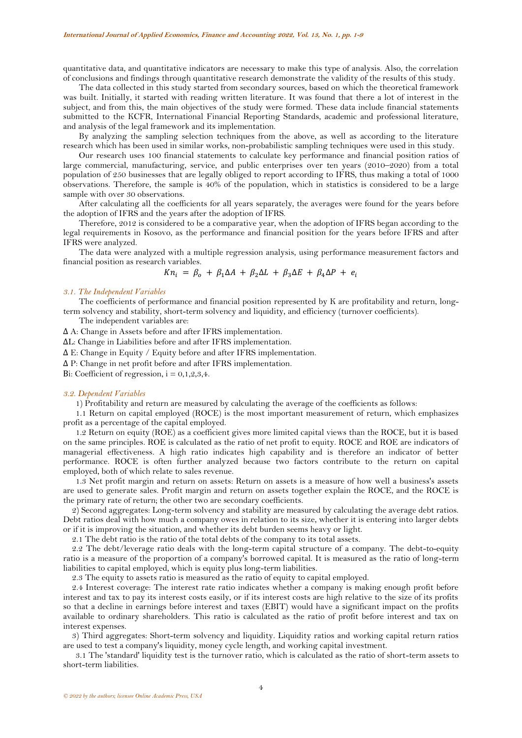quantitative data, and quantitative indicators are necessary to make this type of analysis. Also, the correlation of conclusions and findings through quantitative research demonstrate the validity of the results of this study.

The data collected in this study started from secondary sources, based on which the theoretical framework was built. Initially, it started with reading written literature. It was found that there a lot of interest in the subject, and from this, the main objectives of the study were formed. These data include financial statements submitted to the KCFR, International Financial Reporting Standards, academic and professional literature, and analysis of the legal framework and its implementation.

By analyzing the sampling selection techniques from the above, as well as according to the literature research which has been used in similar works, non-probabilistic sampling techniques were used in this study.

Our research uses 100 financial statements to calculate key performance and financial position ratios of large commercial, manufacturing, service, and public enterprises over ten years (2010–2020) from a total population of 250 businesses that are legally obliged to report according to IFRS, thus making a total of 1000 observations. Therefore, the sample is 40% of the population, which in statistics is considered to be a large sample with over 30 observations.

After calculating all the coefficients for all years separately, the averages were found for the years before the adoption of IFRS and the years after the adoption of IFRS.

Therefore, 2012 is considered to be a comparative year, when the adoption of IFRS began according to the legal requirements in Kosovo, as the performance and financial position for the years before IFRS and after IFRS were analyzed.

The data were analyzed with a multiple regression analysis, using performance measurement factors and financial position as research variables.

$$Kn_i = \beta_o + \beta_1 \Delta A + \beta_2 \Delta L + \beta_3 \Delta E + \beta_4 \Delta P + e_i$$

### *3.1. The Independent Variables*

The coefficients of performance and financial position represented by K are profitability and return, long-term solvency and stability, short-term solvency and liquidity, and efficiency (turnover coefficients).

The independent variables are:

$\Delta$ A: Change in Assets before and after IFRS implementation.

$\Delta$L: Change in Liabilities before and after IFRS implementation.

$\Delta$ E: Change in Equity / Equity before and after IFRS implementation.

$\Delta$ P: Change in net profit before and after IFRS implementation.

Bi: Coefficient of regression, i = 0,1,2,3,4.

### *3.2. Dependent Variables*

1) Profitability and return are measured by calculating the average of the coefficients as follows:

1.1 Return on capital employed (ROCE) is the most important measurement of return, which emphasizes profit as a percentage of the capital employed.

1.2 Return on equity (ROE) as a coefficient gives more limited capital views than the ROCE, but it is based on the same principles. ROE is calculated as the ratio of net profit to equity. ROCE and ROE are indicators of managerial effectiveness. A high ratio indicates high capability and is therefore an indicator of better performance. ROCE is often further analyzed because two factors contribute to the return on capital employed, both of which relate to sales revenue.

1.3 Net profit margin and return on assets: Return on assets is a measure of how well a business's assets are used to generate sales. Profit margin and return on assets together explain the ROCE, and the ROCE is the primary rate of return; the other two are secondary coefficients.

2) Second aggregates: Long-term solvency and stability are measured by calculating the average debt ratios. Debt ratios deal with how much a company owes in relation to its size, whether it is entering into larger debts or if it is improving the situation, and whether its debt burden seems heavy or light.

2.1 The debt ratio is the ratio of the total debts of the company to its total assets.

2.2 The debt/leverage ratio deals with the long-term capital structure of a company. The debt-to-equity ratio is a measure of the proportion of a company's borrowed capital. It is measured as the ratio of long-term liabilities to capital employed, which is equity plus long-term liabilities.

2.3 The equity to assets ratio is measured as the ratio of equity to capital employed.

2.4 Interest coverage: The interest rate ratio indicates whether a company is making enough profit before interest and tax to pay its interest costs easily, or if its interest costs are high relative to the size of its profits so that a decline in earnings before interest and taxes (EBIT) would have a significant impact on the profits available to ordinary shareholders. This ratio is calculated as the ratio of profit before interest and tax on interest expenses.

3) Third aggregates: Short-term solvency and liquidity. Liquidity ratios and working capital return ratios are used to test a company's liquidity, money cycle length, and working capital investment.

3.1 The 'standard' liquidity test is the turnover ratio, which is calculated as the ratio of short-term assets to short-term liabilities.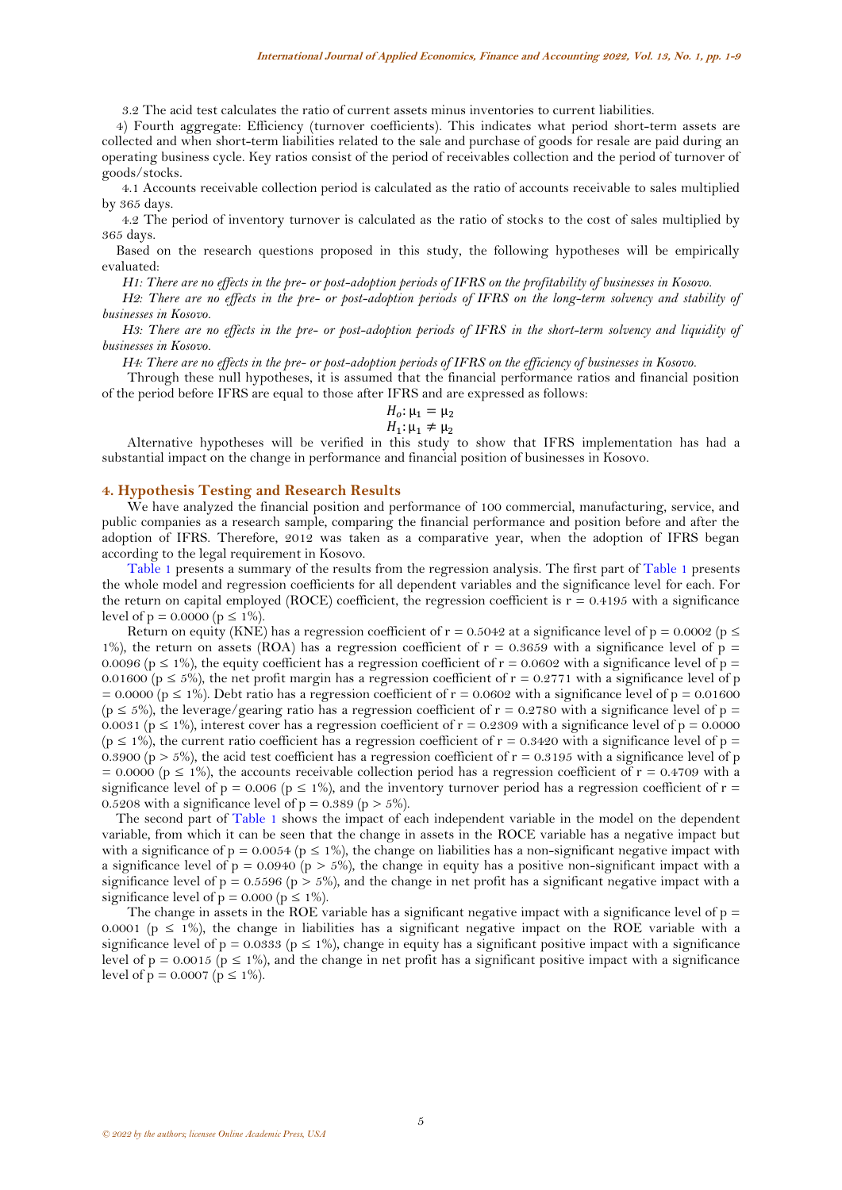3.2 The acid test calculates the ratio of current assets minus inventories to current liabilities.

4) Fourth aggregate: Efficiency (turnover coefficients). This indicates what period short-term assets are collected and when short-term liabilities related to the sale and purchase of goods for resale are paid during an operating business cycle. Key ratios consist of the period of receivables collection and the period of turnover of goods/stocks.

4.1 Accounts receivable collection period is calculated as the ratio of accounts receivable to sales multiplied by 365 days.

4.2 The period of inventory turnover is calculated as the ratio of stocks to the cost of sales multiplied by 365 days.

Based on the research questions proposed in this study, the following hypotheses will be empirically evaluated:

*H1: There are no effects in the pre- or post-adoption periods of IFRS on the profitability of businesses in Kosovo.*

*H2: There are no effects in the pre- or post-adoption periods of IFRS on the long-term solvency and stability of businesses in Kosovo.*

*H3: There are no effects in the pre- or post-adoption periods of IFRS in the short-term solvency and liquidity of businesses in Kosovo.*

*H4: There are no effects in the pre- or post-adoption periods of IFRS on the efficiency of businesses in Kosovo.*

Through these null hypotheses, it is assumed that the financial performance ratios and financial position of the period before IFRS are equal to those after IFRS and are expressed as follows:

$$H_o: \mu_1 = \mu_2$$
$$H_1: \mu_1 \neq \mu_2$$

Alternative hypotheses will be verified in this study to show that IFRS implementation has had a substantial impact on the change in performance and financial position of businesses in Kosovo.

## 4. Hypothesis Testing and Research Results

We have analyzed the financial position and performance of 100 commercial, manufacturing, service, and public companies as a research sample, comparing the financial performance and position before and after the adoption of IFRS. Therefore, 2012 was taken as a comparative year, when the adoption of IFRS began according to the legal requirement in Kosovo.

Table 1 presents a summary of the results from the regression analysis. The first part of Table 1 presents the whole model and regression coefficients for all dependent variables and the significance level for each. For the return on capital employed (ROCE) coefficient, the regression coefficient is $r = 0.4195$ with a significance level of $p = 0.0000$ ($p \leq 1\%$).

Return on equity (KNE) has a regression coefficient of $r = 0.5042$ at a significance level of $p = 0.0002$ ($p \leq 1\%$), the return on assets (ROA) has a regression coefficient of $r = 0.3659$ with a significance level of $p = 0.0096$ ($p \leq 1\%$), the equity coefficient has a regression coefficient of $r = 0.0602$ with a significance level of $p = 0.01600$ ($p \leq 5\%$), the net profit margin has a regression coefficient of $r = 0.2771$ with a significance level of $p = 0.0000$ ($p \leq 1\%$). Debt ratio has a regression coefficient of $r = 0.0602$ with a significance level of $p = 0.01600$ ($p \leq 5\%$), the leverage/gearing ratio has a regression coefficient of $r = 0.2780$ with a significance level of $p = 0.0031$ ($p \leq 1\%$), interest cover has a regression coefficient of $r = 0.2309$ with a significance level of $p = 0.0000$ ($p \leq 1\%$), the current ratio coefficient has a regression coefficient of $r = 0.3420$ with a significance level of $p = 0.3900$ ($p > 5\%$), the acid test coefficient has a regression coefficient of $r = 0.3195$ with a significance level of $p = 0.0000$ ($p \leq 1\%$), the accounts receivable collection period has a regression coefficient of $r = 0.4709$ with a significance level of $p = 0.006$ ($p \leq 1\%$), and the inventory turnover period has a regression coefficient of $r = 0.5208$ with a significance level of $p = 0.389$ ($p > 5\%$).

The second part of Table 1 shows the impact of each independent variable in the model on the dependent variable, from which it can be seen that the change in assets in the ROCE variable has a negative impact but with a significance of $p = 0.0054$ ($p \leq 1\%$), the change on liabilities has a non-significant negative impact with a significance level of $p = 0.0940$ ($p > 5\%$), the change in equity has a positive non-significant impact with a significance level of $p = 0.5596$ ($p > 5\%$), and the change in net profit has a significant negative impact with a significance level of $p = 0.000$ ($p \leq 1\%$).

The change in assets in the ROE variable has a significant negative impact with a significance level of $p = 0.0001$ ($p \leq 1\%$), the change in liabilities has a significant negative impact on the ROE variable with a significance level of $p = 0.0333$ ($p \leq 1\%$), change in equity has a significant positive impact with a significance level of $p = 0.0015$ ($p \leq 1\%$), and the change in net profit has a significant positive impact with a significance level of $p = 0.0007$ ($p \leq 1\%$).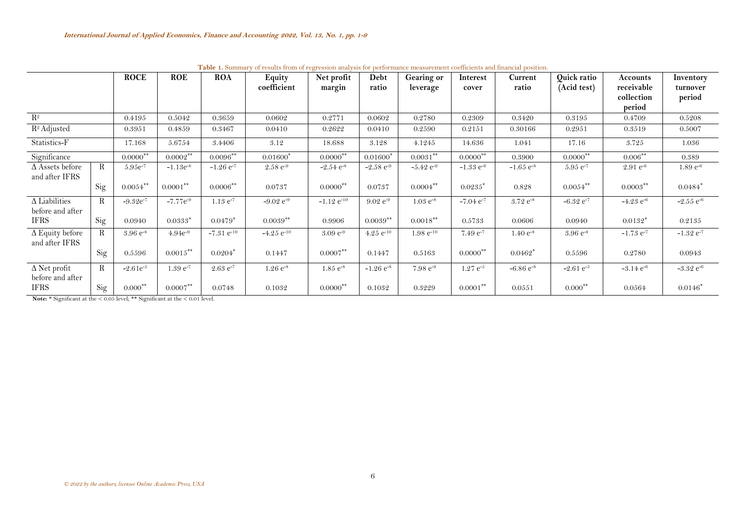**Table 1.** Summary of results from of regression analysis for performance measurement coefficients and financial position.

| | | ROCE | ROE | ROA | Equity coefficient | Net profit margin | Debt ratio | Gearing or leverage | Interest cover | Current ratio | Quick ratio (Acid test) | Accounts receivable collection period | Inventory turnover period |
|---|---|---|---|---|---|---|---|---|---|---|---|---|---|
| $R^2$ | | 0.4195 | 0.5042 | 0.3659 | 0.0602 | 0.2771 | 0.0602 | 0.2780 | 0.2309 | 0.3420 | 0.3195 | 0.4709 | 0.5208 |
| $R^2$ Adjusted | | 0.3951 | 0.4859 | 0.3467 | 0.0410 | 0.2622 | 0.0410 | 0.2590 | 0.2151 | 0.30166 | 0.2951 | 0.3519 | 0.5007 |
| Statistics-F | | 17.168 | 5.6754 | 3.4406 | 3.12 | 18.688 | 3.128 | 4.1245 | 14.636 | 1.041 | 17.16 | 3.725 | 1.036 |
| Significance | | 0.0000** | 0.0002** | 0.0096** | 0.01600* | 0.0000** | 0.01600* | 0.0031** | 0.0000** | 0.3900 | 0.0000** | 0.006** | 0.389 |
| Δ Assets before and after IFRS | R | $5.95e^{-7}$ | $-1.13e^{-8}$ | $-1.26\ e^{-7}$ | $2.58\ e^{-9}$ | $-2.54\ e^{-8}$ | $-2.58\ e^{-9}$ | $-5.42\ e^{-9}$ | $-1.33\ e^{-6}$ | $-1.65\ e^{-8}$ | $5.95\ e^{-7}$ | $2.91\ e^{-6}$ | $1.89\ e^{-6}$ |
| | Sig | 0.0054** | 0.0001** | 0.0006** | 0.0737 | 0.0000** | 0.0737 | 0.0004** | 0.0235* | 0.828 | 0.0054** | 0.0003** | 0.0484* |
| Δ Liabilities before and after IFRS | R | $-9.32e^{-7}$ | $-7.77e^{-9}$ | $1.13\ e^{-7}$ | $-9.02\ e^{-9}$ | $-1.12\ e^{-10}$ | $9.02\ e^{-9}$ | $1.03\ e^{-8}$ | $-7.04\ e^{-7}$ | $3.72\ e^{-8}$ | $-6.32\ e^{-7}$ | $-4.23\ e^{-6}$ | $-2.55\ e^{-6}$ |
| | Sig | 0.0940 | 0.0333* | 0.0479* | 0.0039** | 0.9906 | 0.0039** | 0.0018** | 0.5733 | 0.0606 | 0.0940 | 0.0132* | 0.2135 |
| Δ Equity before and after IFRS | R | $3.96\ e^{-8}$ | $4.94e^{-9}$ | $-7.31\ e^{-10}$ | $-4.25\ e^{-10}$ | $3.09\ e^{-9}$ | $4.25\ e^{-10}$ | $1.98\ e^{-10}$ | $7.49\ e^{-7}$ | $1.40\ e^{-8}$ | $3.96\ e^{-8}$ | $-1.73\ e^{-7}$ | $-1.32\ e^{-7}$ |
| | Sig | 0.5596 | 0.0015** | 0.0204* | 0.1447 | 0.0007** | 0.1447 | 0.5163 | 0.0000** | 0.0462* | 0.5596 | 0.2780 | 0.0943 |
| Δ Net profit before and after IFRS | R | $-2.61e^{-5}$ | $1.39\ e^{-7}$ | $2.63\ e^{-7}$ | $1.26\ e^{-8}$ | $1.85\ e^{-8}$ | $-1.26\ e^{-8}$ | $7.98\ e^{-9}$ | $1.27\ e^{-5}$ | $-6.86\ e^{-8}$ | $-2.61\ e^{-5}$ | $-3.14\ e^{-6}$ | $-3.32\ e^{-6}$ |
| | Sig | 0.000** | 0.0007** | 0.0748 | 0.1032 | 0.0000** | 0.1032 | 0.3229 | 0.0001** | 0.0551 | 0.000** | 0.0564 | 0.0146* |

**Note:** * Significant at the < 0.05 level; ** Significant at the < 0.01 level.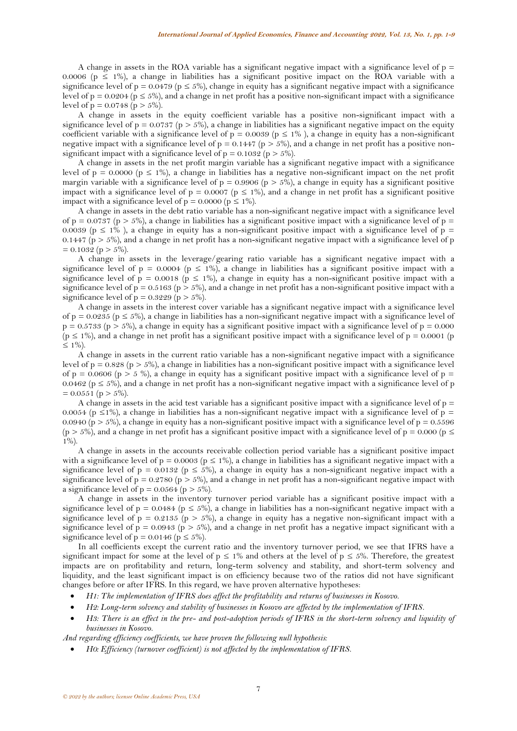A change in assets in the ROA variable has a significant negative impact with a significance level of $p = 0.0006$ ($p \leq 1\%$), a change in liabilities has a significant positive impact on the ROA variable with a significance level of $p = 0.0479$ ($p \leq 5\%$), change in equity has a significant negative impact with a significance level of $p = 0.0204$ ($p \leq 5\%$), and a change in net profit has a positive non-significant impact with a significance level of $p = 0.0748$ ($p > 5\%$).

A change in assets in the equity coefficient variable has a positive non-significant impact with a significance level of $p = 0.0737$ ($p > 5\%$), a change in liabilities has a significant negative impact on the equity coefficient variable with a significance level of $p = 0.0039$ ($p \leq 1\%$ ), a change in equity has a non-significant negative impact with a significance level of $p = 0.1447$ ($p > 5\%$), and a change in net profit has a positive non-significant impact with a significance level of $p = 0.1032$ ($p > 5\%$).

A change in assets in the net profit margin variable has a significant negative impact with a significance level of $p = 0.0000$ ($p \leq 1\%$), a change in liabilities has a negative non-significant impact on the net profit margin variable with a significance level of $p = 0.9906$ ($p > 5\%$), a change in equity has a significant positive impact with a significance level of $p = 0.0007$ ($p \leq 1\%$), and a change in net profit has a significant positive impact with a significance level of $p = 0.0000$ ($p \leq 1\%$).

A change in assets in the debt ratio variable has a non-significant negative impact with a significance level of $p = 0.0737$ ($p > 5\%$), a change in liabilities has a significant positive impact with a significance level of $p = 0.0039$ ($p \leq 1\%$ ), a change in equity has a non-significant positive impact with a significance level of $p = 0.1447$ ($p > 5\%$), and a change in net profit has a non-significant negative impact with a significance level of $p = 0.1032$ ($p > 5\%$).

A change in assets in the leverage/gearing ratio variable has a significant negative impact with a significance level of $p = 0.0004$ ($p \leq 1\%$), a change in liabilities has a significant positive impact with a significance level of $p = 0.0018$ ($p \leq 1\%$), a change in equity has a non-significant positive impact with a significance level of $p = 0.5163$ ($p > 5\%$), and a change in net profit has a non-significant positive impact with a significance level of $p = 0.3229$ ($p > 5\%$).

A change in assets in the interest cover variable has a significant negative impact with a significance level of $p = 0.0235$ ($p \leq 5\%$), a change in liabilities has a non-significant negative impact with a significance level of $p = 0.5733$ ($p > 5\%$), a change in equity has a significant positive impact with a significance level of $p = 0.000$ ($p \leq 1\%$), and a change in net profit has a significant positive impact with a significance level of $p = 0.0001$ ($p \leq 1\%$).

A change in assets in the current ratio variable has a non-significant negative impact with a significance level of $p = 0.828$ ($p > 5\%$), a change in liabilities has a non-significant positive impact with a significance level of $p = 0.0606$ ($p > 5\%$), a change in equity has a significant positive impact with a significance level of $p = 0.0462$ ($p \leq 5\%$), and a change in net profit has a non-significant negative impact with a significance level of $p = 0.0551$ ($p > 5\%$).

A change in assets in the acid test variable has a significant positive impact with a significance level of $p = 0.0054$ ($p \leq 1\%$), a change in liabilities has a non-significant negative impact with a significance level of $p = 0.0940$ ($p > 5\%$), a change in equity has a non-significant positive impact with a significance level of $p = 0.5596$ ($p > 5\%$), and a change in net profit has a significant positive impact with a significance level of $p = 0.000$ ($p \leq 1\%$).

A change in assets in the accounts receivable collection period variable has a significant positive impact with a significance level of $p = 0.0003$ ($p \leq 1\%$), a change in liabilities has a significant negative impact with a significance level of $p = 0.0132$ ($p \leq 5\%$), a change in equity has a non-significant negative impact with a significance level of $p = 0.2780$ ($p > 5\%$), and a change in net profit has a non-significant negative impact with a significance level of $p = 0.0564$ ($p > 5\%$).

A change in assets in the inventory turnover period variable has a significant positive impact with a significance level of $p = 0.0484$ ($p \leq 5\%$), a change in liabilities has a non-significant negative impact with a significance level of $p = 0.2135$ ($p > 5\%$), a change in equity has a negative non-significant impact with a significance level of $p = 0.0943$ ($p > 5\%$), and a change in net profit has a negative impact significant with a significance level of $p = 0.0146$ ($p \leq 5\%$).

In all coefficients except the current ratio and the inventory turnover period, we see that IFRS have a significant impact for some at the level of $p \leq 1\%$ and others at the level of $p \leq 5\%$. Therefore, the greatest impacts are on profitability and return, long-term solvency and stability, and short-term solvency and liquidity, and the least significant impact is on efficiency because two of the ratios did not have significant changes before or after IFRS. In this regard, we have proven alternative hypotheses:

- *H1: The implementation of IFRS does affect the profitability and returns of businesses in Kosovo.*
- *H2: Long-term solvency and stability of businesses in Kosovo are affected by the implementation of IFRS.*
- *H3: There is an effect in the pre- and post-adoption periods of IFRS in the short-term solvency and liquidity of businesses in Kosovo.*

*And regarding efficiency coefficients, we have proven the following null hypothesis:*

- *H0: Efficiency (turnover coefficient) is not affected by the implementation of IFRS.*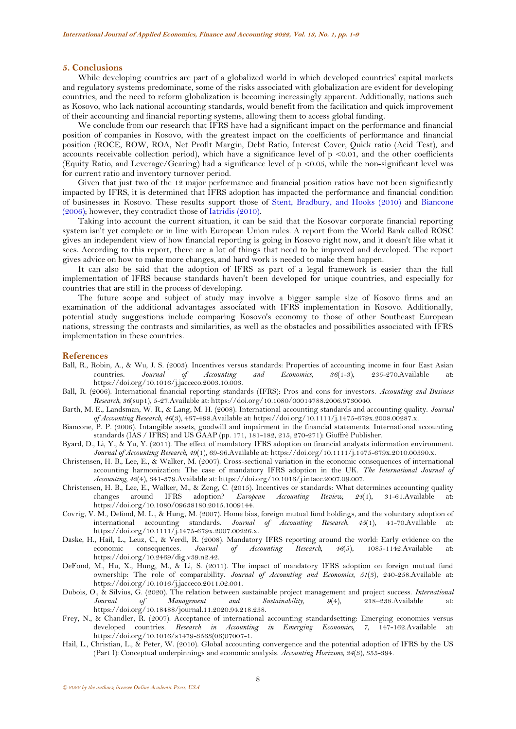## 5. Conclusions

While developing countries are part of a globalized world in which developed countries' capital markets and regulatory systems predominate, some of the risks associated with globalization are evident for developing countries, and the need to reform globalization is becoming increasingly apparent. Additionally, nations such as Kosovo, who lack national accounting standards, would benefit from the facilitation and quick improvement of their accounting and financial reporting systems, allowing them to access global funding.

We conclude from our research that IFRS have had a significant impact on the performance and financial position of companies in Kosovo, with the greatest impact on the coefficients of performance and financial position (ROCE, ROW, ROA, Net Profit Margin, Debt Ratio, Interest Cover, Quick ratio (Acid Test), and accounts receivable collection period), which have a significance level of $p < 0.01$, and the other coefficients (Equity Ratio, and Leverage/Gearing) had a significance level of $p < 0.05$, while the non-significant level was for current ratio and inventory turnover period.

Given that just two of the 12 major performance and financial position ratios have not been significantly impacted by IFRS, it is determined that IFRS adoption has impacted the performance and financial condition of businesses in Kosovo. These results support those of Stent, Bradbury, and Hooks (2010) and Biancone (2006); however, they contradict those of Iatridis (2010).

Taking into account the current situation, it can be said that the Kosovar corporate financial reporting system isn't yet complete or in line with European Union rules. A report from the World Bank called ROSC gives an independent view of how financial reporting is going in Kosovo right now, and it doesn't like what it sees. According to this report, there are a lot of things that need to be improved and developed. The report gives advice on how to make more changes, and hard work is needed to make them happen.

It can also be said that the adoption of IFRS as part of a legal framework is easier than the full implementation of IFRS because standards haven't been developed for unique countries, and especially for countries that are still in the process of developing.

The future scope and subject of study may involve a bigger sample size of Kosovo firms and an examination of the additional advantages associated with IFRS implementation in Kosovo. Additionally, potential study suggestions include comparing Kosovo's economy to those of other Southeast European nations, stressing the contrasts and similarities, as well as the obstacles and possibilities associated with IFRS implementation in these countries.

## References

Ball, R., Robin, A., & Wu, J. S. (2003). Incentives versus standards: Properties of accounting income in four East Asian countries. *Journal of Accounting and Economics*, *36*(1-3), 235-270.Available at: https://doi.org/10.1016/j.jacceco.2003.10.003.

Ball, R. (2006). International financial reporting standards (IFRS): Pros and cons for investors. *Accounting and Business Research*, *36*(sup1), 5-27.Available at: https://doi.org/10.1080/00014788.2006.9730040.

Barth, M. E., Landsman, W. R., & Lang, M. H. (2008). International accounting standards and accounting quality. *Journal of Accounting Research*, *46*(3), 467-498.Available at: https://doi.org/10.1111/j.1475-679x.2008.00287.x.

Biancone, P. P. (2006). Intangible assets, goodwill and impairment in the financial statements. International accounting standards (IAS / IFRS) and US GAAP (pp. 171, 181-182, 215, 270-271): Giuffrè Publisher.

Byard, D., Li, Y., & Yu, Y. (2011). The effect of mandatory IFRS adoption on financial analysts information environment. *Journal of Accounting Research*, *49*(1), 69-96.Available at: https://doi.org/10.1111/j.1475-679x.2010.00390.x.

Christensen, H. B., Lee, E., & Walker, M. (2007). Cross-sectional variation in the economic consequences of international accounting harmonization: The case of mandatory IFRS adoption in the UK. *The International Journal of Accounting*, *42*(4), 341-379.Available at: https://doi.org/10.1016/j.intacc.2007.09.007.

Christensen, H. B., Lee, E., Walker, M., & Zeng, C. (2015). Incentives or standards: What determines accounting quality changes around IFRS adoption? *European Accounting Review*, *24*(1), 31-61.Available at: https://doi.org/10.1080/09638180.2015.1009144.

Covrig, V. M., Defond, M. L., & Hung, M. (2007). Home bias, foreign mutual fund holdings, and the voluntary adoption of international accounting standards. *Journal of Accounting Research*, *45*(1), 41-70.Available at: https://doi.org/10.1111/j.1475-679x.2007.00226.x.

Daske, H., Hail, L., Leuz, C., & Verdi, R. (2008). Mandatory IFRS reporting around the world: Early evidence on the economic consequences. *Journal of Accounting Research*, *46*(5), 1085-1142.Available at: https://doi.org/10.2469/dig.v39.n2.42.

DeFond, M., Hu, X., Hung, M., & Li, S. (2011). The impact of mandatory IFRS adoption on foreign mutual fund ownership: The role of comparability. *Journal of Accounting and Economics*, *51*(3), 240-258.Available at: https://doi.org/10.1016/j.jacceco.2011.02.001.

Dubois, O., & Silvius, G. (2020). The relation between sustainable project management and project success. *International Journal of Management and Sustainability*, *9*(4), 218–238.Available at: https://doi.org/10.18488/journal.11.2020.94.218.238.

Frey, N., & Chandler, R. (2007). Acceptance of international accounting standardsetting: Emerging economies versus developed countries. *Research in Accounting in Emerging Economies*, *7*, 147-162.Available at: https://doi.org/10.1016/s1479-3563(06)07007-1.

Hail, L., Christian, L., & Peter, W. (2010). Global accounting convergence and the potential adoption of IFRS by the US (Part I): Conceptual underpinnings and economic analysis. *Accounting Horizons*, *24*(3), 355-394.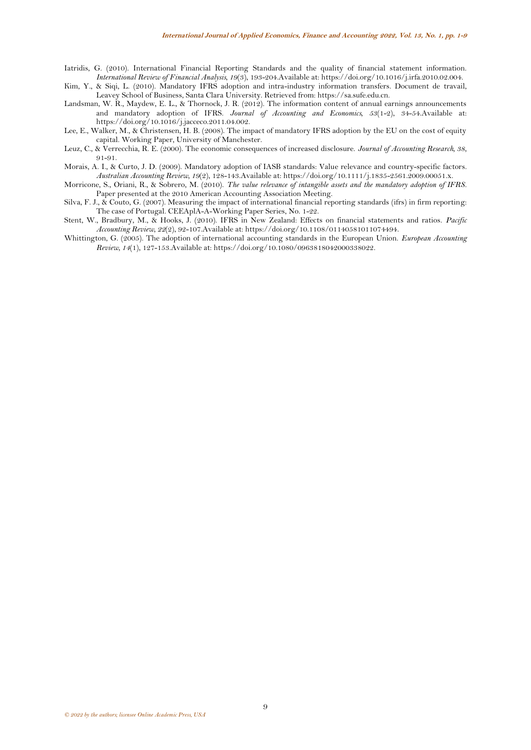Iatridis, G. (2010). International Financial Reporting Standards and the quality of financial statement information. *International Review of Financial Analysis, 19*(3), 193-204.Available at: https://doi.org/10.1016/j.irfa.2010.02.004.

Kim, Y., & Siqi, L. (2010). Mandatory IFRS adoption and intra-industry information transfers. Document de travail, Leavey School of Business, Santa Clara University. Retrieved from: https://sa.sufe.edu.cn.

Landsman, W. R., Maydew, E. L., & Thornock, J. R. (2012). The information content of annual earnings announcements and mandatory adoption of IFRS. *Journal of Accounting and Economics, 53*(1-2), 34-54.Available at: https://doi.org/10.1016/j.jacceco.2011.04.002.

Lee, E., Walker, M., & Christensen, H. B. (2008). The impact of mandatory IFRS adoption by the EU on the cost of equity capital. Working Paper, University of Manchester.

Leuz, C., & Verrecchia, R. E. (2000). The economic consequences of increased disclosure. *Journal of Accounting Research, 38*, 91-91.

Morais, A. I., & Curto, J. D. (2009). Mandatory adoption of IASB standards: Value relevance and country-specific factors. *Australian Accounting Review, 19*(2), 128-143.Available at: https://doi.org/10.1111/j.1835-2561.2009.00051.x.

Morricone, S., Oriani, R., & Sobrero, M. (2010). *The value relevance of intangible assets and the mandatory adoption of IFRS*. Paper presented at the 2010 American Accounting Association Meeting.

Silva, F. J., & Couto, G. (2007). Measuring the impact of international financial reporting standards (ifrs) in firm reporting: The case of Portugal. CEEAplA-A-Working Paper Series, No. 1-22.

Stent, W., Bradbury, M., & Hooks, J. (2010). IFRS in New Zealand: Effects on financial statements and ratios. *Pacific Accounting Review, 22*(2), 92-107.Available at: https://doi.org/10.1108/01140581011074494.

Whittington, G. (2005). The adoption of international accounting standards in the European Union. *European Accounting Review, 14*(1), 127-153.Available at: https://doi.org/10.1080/0963818042000338022.